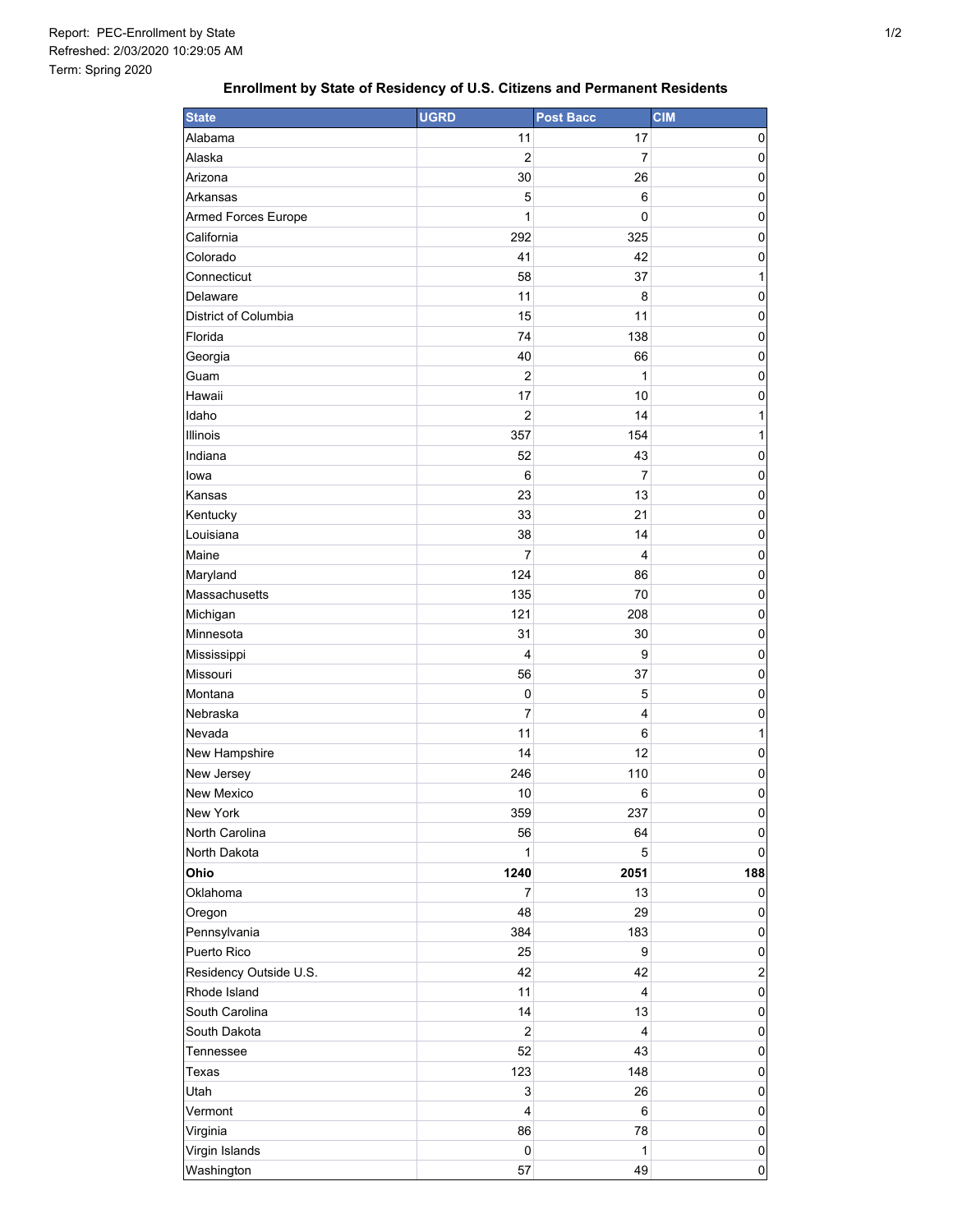Report: PEC-Enrollment by State
Refreshed: 2/03/2020 10:29:05 AM
Term: Spring 2020

### Enrollment by State of Residency of U.S. Citizens and Permanent Residents

| State | UGRD | Post Bacc | CIM |
|---|---|---|---|
| Alabama | 11 | 17 | 0 |
| Alaska | 2 | 7 | 0 |
| Arizona | 30 | 26 | 0 |
| Arkansas | 5 | 6 | 0 |
| Armed Forces Europe | 1 | 0 | 0 |
| California | 292 | 325 | 0 |
| Colorado | 41 | 42 | 0 |
| Connecticut | 58 | 37 | 1 |
| Delaware | 11 | 8 | 0 |
| District of Columbia | 15 | 11 | 0 |
| Florida | 74 | 138 | 0 |
| Georgia | 40 | 66 | 0 |
| Guam | 2 | 1 | 0 |
| Hawaii | 17 | 10 | 0 |
| Idaho | 2 | 14 | 1 |
| Illinois | 357 | 154 | 1 |
| Indiana | 52 | 43 | 0 |
| Iowa | 6 | 7 | 0 |
| Kansas | 23 | 13 | 0 |
| Kentucky | 33 | 21 | 0 |
| Louisiana | 38 | 14 | 0 |
| Maine | 7 | 4 | 0 |
| Maryland | 124 | 86 | 0 |
| Massachusetts | 135 | 70 | 0 |
| Michigan | 121 | 208 | 0 |
| Minnesota | 31 | 30 | 0 |
| Mississippi | 4 | 9 | 0 |
| Missouri | 56 | 37 | 0 |
| Montana | 0 | 5 | 0 |
| Nebraska | 7 | 4 | 0 |
| Nevada | 11 | 6 | 1 |
| New Hampshire | 14 | 12 | 0 |
| New Jersey | 246 | 110 | 0 |
| New Mexico | 10 | 6 | 0 |
| New York | 359 | 237 | 0 |
| North Carolina | 56 | 64 | 0 |
| North Dakota | 1 | 5 | 0 |
| **Ohio** | **1240** | **2051** | **188** |
| Oklahoma | 7 | 13 | 0 |
| Oregon | 48 | 29 | 0 |
| Pennsylvania | 384 | 183 | 0 |
| Puerto Rico | 25 | 9 | 0 |
| Residency Outside U.S. | 42 | 42 | 2 |
| Rhode Island | 11 | 4 | 0 |
| South Carolina | 14 | 13 | 0 |
| South Dakota | 2 | 4 | 0 |
| Tennessee | 52 | 43 | 0 |
| Texas | 123 | 148 | 0 |
| Utah | 3 | 26 | 0 |
| Vermont | 4 | 6 | 0 |
| Virginia | 86 | 78 | 0 |
| Virgin Islands | 0 | 1 | 0 |
| Washington | 57 | 49 | 0 |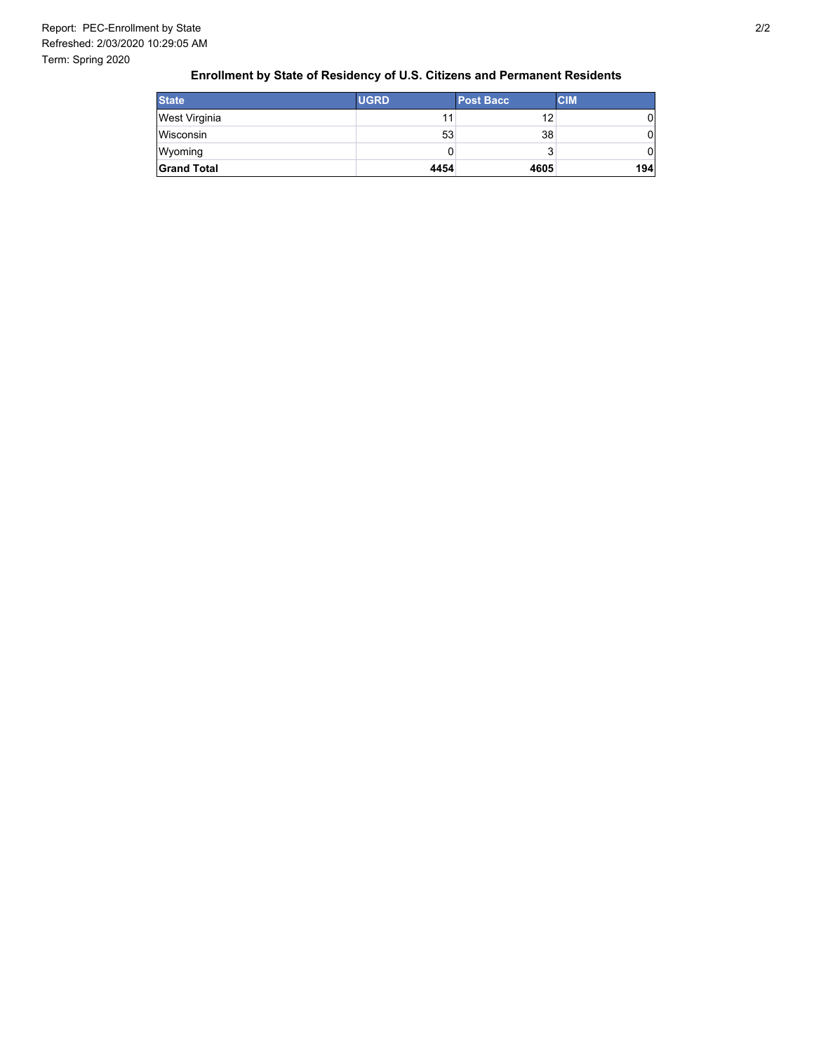Report: PEC-Enrollment by State
Refreshed: 2/03/2020 10:29:05 AM
Term: Spring 2020

## Enrollment by State of Residency of U.S. Citizens and Permanent Residents

| State | UGRD | Post Bacc | CIM |
|---|---|---|---|
| West Virginia | 11 | 12 | 0 |
| Wisconsin | 53 | 38 | 0 |
| Wyoming | 0 | 3 | 0 |
| **Grand Total** | **4454** | **4605** | **194** |